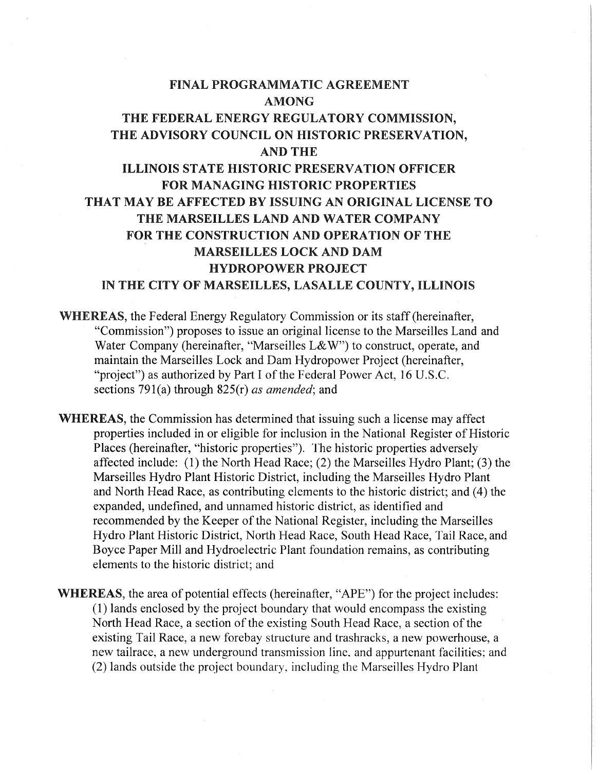# FINAL PROGRAMMATIC AGREEMENT
# AMONG
# THE FEDERAL ENERGY REGULATORY COMMISSION, THE ADVISORY COUNCIL ON HISTORIC PRESERVATION, AND THE ILLINOIS STATE HISTORIC PRESERVATION OFFICER FOR MANAGING HISTORIC PROPERTIES THAT MAY BE AFFECTED BY ISSUING AN ORIGINAL LICENSE TO THE MARSEILLES LAND AND WATER COMPANY FOR THE CONSTRUCTION AND OPERATION OF THE MARSEILLES LOCK AND DAM HYDROPOWER PROJECT IN THE CITY OF MARSEILLES, LASALLE COUNTY, ILLINOIS

**WHEREAS**, the Federal Energy Regulatory Commission or its staff (hereinafter, "Commission") proposes to issue an original license to the Marseilles Land and Water Company (hereinafter, "Marseilles L&W") to construct, operate, and maintain the Marseilles Lock and Dam Hydropower Project (hereinafter, "project") as authorized by Part I of the Federal Power Act, 16 U.S.C. sections 791(a) through 825(r) *as amended*; and

**WHEREAS**, the Commission has determined that issuing such a license may affect properties included in or eligible for inclusion in the National Register of Historic Places (hereinafter, "historic properties"). The historic properties adversely affected include: (1) the North Head Race; (2) the Marseilles Hydro Plant; (3) the Marseilles Hydro Plant Historic District, including the Marseilles Hydro Plant and North Head Race, as contributing elements to the historic district; and (4) the expanded, undefined, and unnamed historic district, as identified and recommended by the Keeper of the National Register, including the Marseilles Hydro Plant Historic District, North Head Race, South Head Race, Tail Race, and Boyce Paper Mill and Hydroelectric Plant foundation remains, as contributing elements to the historic district; and

**WHEREAS**, the area of potential effects (hereinafter, "APE") for the project includes: (1) lands enclosed by the project boundary that would encompass the existing North Head Race, a section of the existing South Head Race, a section of the existing Tail Race, a new forebay structure and trashracks, a new powerhouse, a new tailrace, a new underground transmission line, and appurtenant facilities; and (2) lands outside the project boundary, including the Marseilles Hydro Plant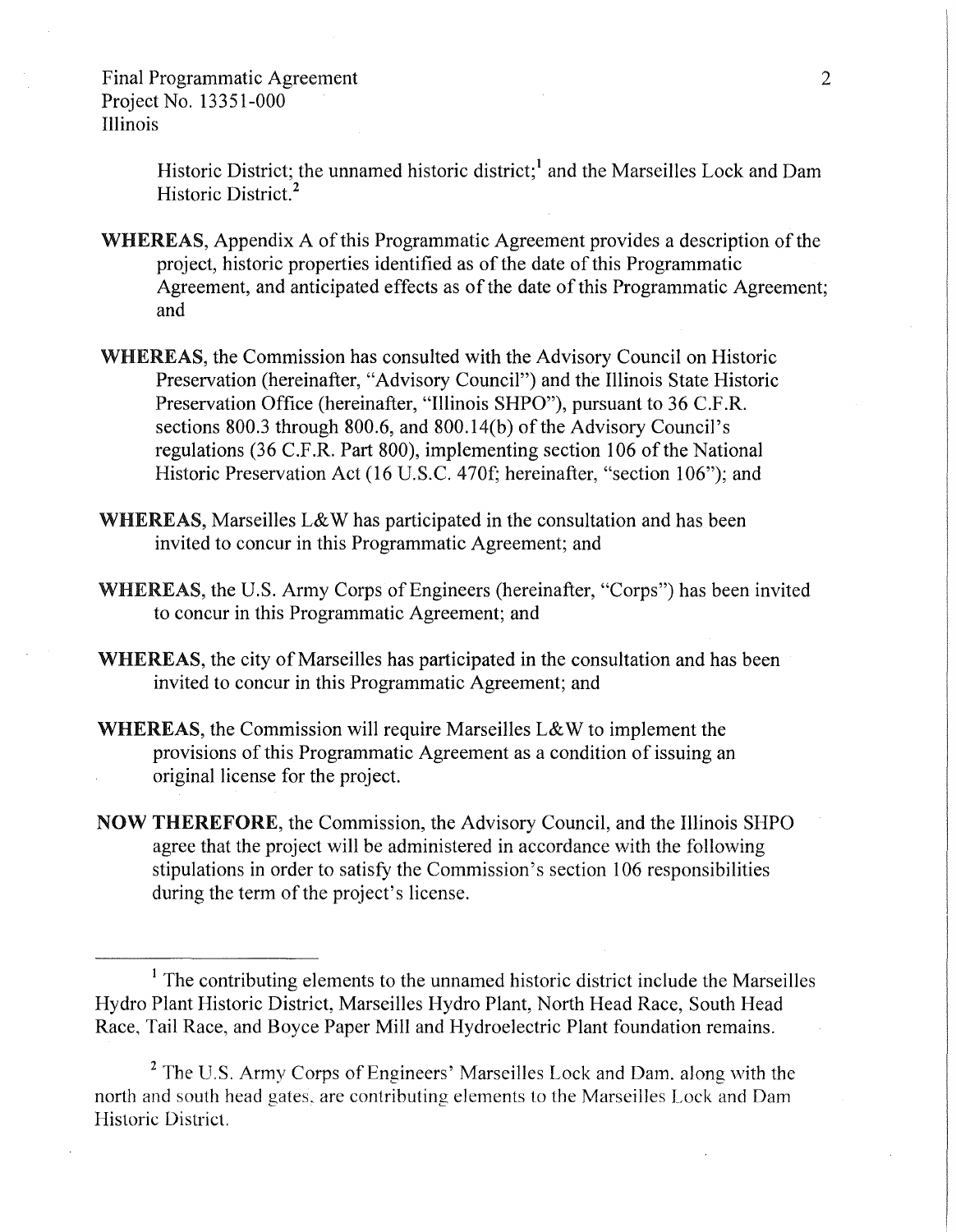Historic District; the unnamed historic district;[1] and the Marseilles Lock and Dam Historic District.[2]

**WHEREAS**, Appendix A of this Programmatic Agreement provides a description of the project, historic properties identified as of the date of this Programmatic Agreement, and anticipated effects as of the date of this Programmatic Agreement; and

**WHEREAS**, the Commission has consulted with the Advisory Council on Historic Preservation (hereinafter, "Advisory Council") and the Illinois State Historic Preservation Office (hereinafter, "Illinois SHPO"), pursuant to 36 C.F.R. sections 800.3 through 800.6, and 800.14(b) of the Advisory Council's regulations (36 C.F.R. Part 800), implementing section 106 of the National Historic Preservation Act (16 U.S.C. 470f; hereinafter, "section 106"); and

**WHEREAS**, Marseilles L&W has participated in the consultation and has been invited to concur in this Programmatic Agreement; and

**WHEREAS**, the U.S. Army Corps of Engineers (hereinafter, "Corps") has been invited to concur in this Programmatic Agreement; and

**WHEREAS**, the city of Marseilles has participated in the consultation and has been invited to concur in this Programmatic Agreement; and

**WHEREAS**, the Commission will require Marseilles L&W to implement the provisions of this Programmatic Agreement as a condition of issuing an original license for the project.

**NOW THEREFORE**, the Commission, the Advisory Council, and the Illinois SHPO agree that the project will be administered in accordance with the following stipulations in order to satisfy the Commission's section 106 responsibilities during the term of the project's license.

---

[1] The contributing elements to the unnamed historic district include the Marseilles Hydro Plant Historic District, Marseilles Hydro Plant, North Head Race, South Head Race, Tail Race, and Boyce Paper Mill and Hydroelectric Plant foundation remains.

[2] The U.S. Army Corps of Engineers' Marseilles Lock and Dam, along with the north and south head gates, are contributing elements to the Marseilles Lock and Dam Historic District.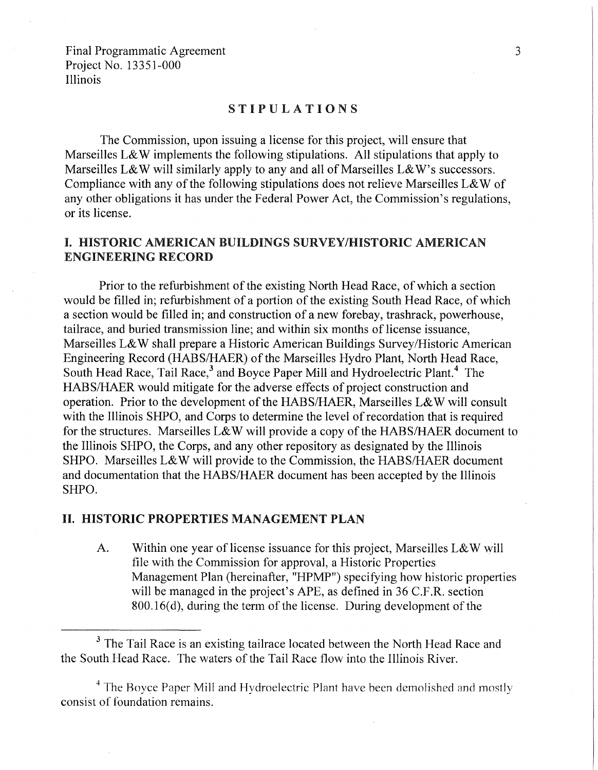## STIPULATIONS

The Commission, upon issuing a license for this project, will ensure that Marseilles L&W implements the following stipulations. All stipulations that apply to Marseilles L&W will similarly apply to any and all of Marseilles L&W's successors. Compliance with any of the following stipulations does not relieve Marseilles L&W of any other obligations it has under the Federal Power Act, the Commission's regulations, or its license.

### I. HISTORIC AMERICAN BUILDINGS SURVEY/HISTORIC AMERICAN ENGINEERING RECORD

Prior to the refurbishment of the existing North Head Race, of which a section would be filled in; refurbishment of a portion of the existing South Head Race, of which a section would be filled in; and construction of a new forebay, trashrack, powerhouse, tailrace, and buried transmission line; and within six months of license issuance, Marseilles L&W shall prepare a Historic American Buildings Survey/Historic American Engineering Record (HABS/HAER) of the Marseilles Hydro Plant, North Head Race, South Head Race, Tail Race,[3] and Boyce Paper Mill and Hydroelectric Plant.[4] The HABS/HAER would mitigate for the adverse effects of project construction and operation. Prior to the development of the HABS/HAER, Marseilles L&W will consult with the Illinois SHPO, and Corps to determine the level of recordation that is required for the structures. Marseilles L&W will provide a copy of the HABS/HAER document to the Illinois SHPO, the Corps, and any other repository as designated by the Illinois SHPO. Marseilles L&W will provide to the Commission, the HABS/HAER document and documentation that the HABS/HAER document has been accepted by the Illinois SHPO.

### II. HISTORIC PROPERTIES MANAGEMENT PLAN

A. Within one year of license issuance for this project, Marseilles L&W will file with the Commission for approval, a Historic Properties Management Plan (hereinafter, "HPMP") specifying how historic properties will be managed in the project's APE, as defined in 36 C.F.R. section 800.16(d), during the term of the license. During development of the

---

[3] The Tail Race is an existing tailrace located between the North Head Race and the South Head Race. The waters of the Tail Race flow into the Illinois River.

[4] The Boyce Paper Mill and Hydroelectric Plant have been demolished and mostly consist of foundation remains.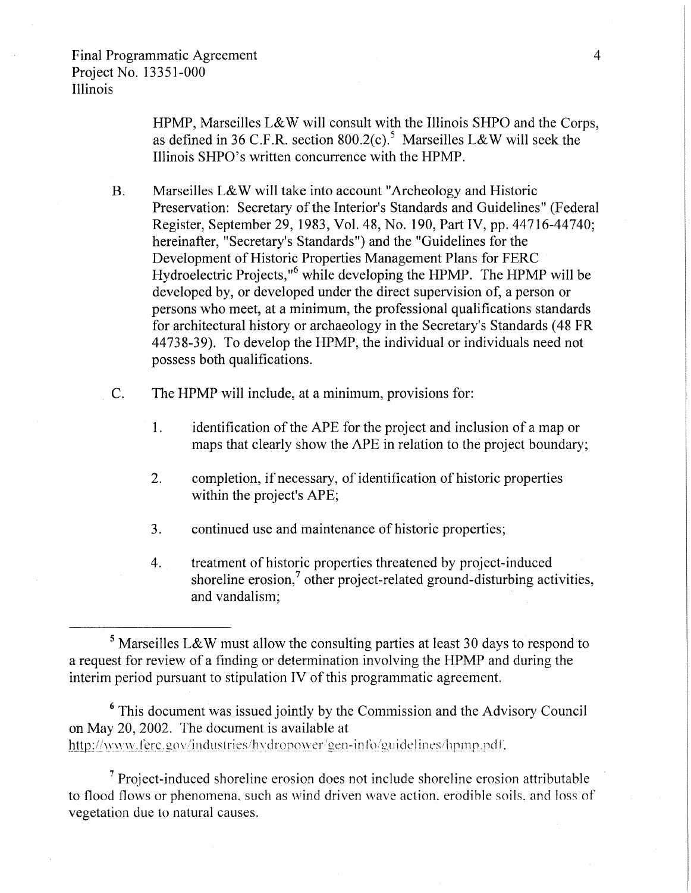HPMP, Marseilles L&W will consult with the Illinois SHPO and the Corps, as defined in 36 C.F.R. section 800.2(c).[5] Marseilles L&W will seek the Illinois SHPO's written concurrence with the HPMP.

B. Marseilles L&W will take into account "Archeology and Historic Preservation: Secretary of the Interior's Standards and Guidelines" (Federal Register, September 29, 1983, Vol. 48, No. 190, Part IV, pp. 44716-44740; hereinafter, "Secretary's Standards") and the "Guidelines for the Development of Historic Properties Management Plans for FERC Hydroelectric Projects,"[6] while developing the HPMP. The HPMP will be developed by, or developed under the direct supervision of, a person or persons who meet, at a minimum, the professional qualifications standards for architectural history or archaeology in the Secretary's Standards (48 FR 44738-39). To develop the HPMP, the individual or individuals need not possess both qualifications.

C. The HPMP will include, at a minimum, provisions for:

1. identification of the APE for the project and inclusion of a map or maps that clearly show the APE in relation to the project boundary;

2. completion, if necessary, of identification of historic properties within the project's APE;

3. continued use and maintenance of historic properties;

4. treatment of historic properties threatened by project-induced shoreline erosion,[7] other project-related ground-disturbing activities, and vandalism;

---

[5] Marseilles L&W must allow the consulting parties at least 30 days to respond to a request for review of a finding or determination involving the HPMP and during the interim period pursuant to stipulation IV of this programmatic agreement.

[6] This document was issued jointly by the Commission and the Advisory Council on May 20, 2002. The document is available at http://www.ferc.gov/industries/hydropower/gen-info/guidelines/hpmp.pdf.

[7] Project-induced shoreline erosion does not include shoreline erosion attributable to flood flows or phenomena, such as wind driven wave action, erodible soils, and loss of vegetation due to natural causes.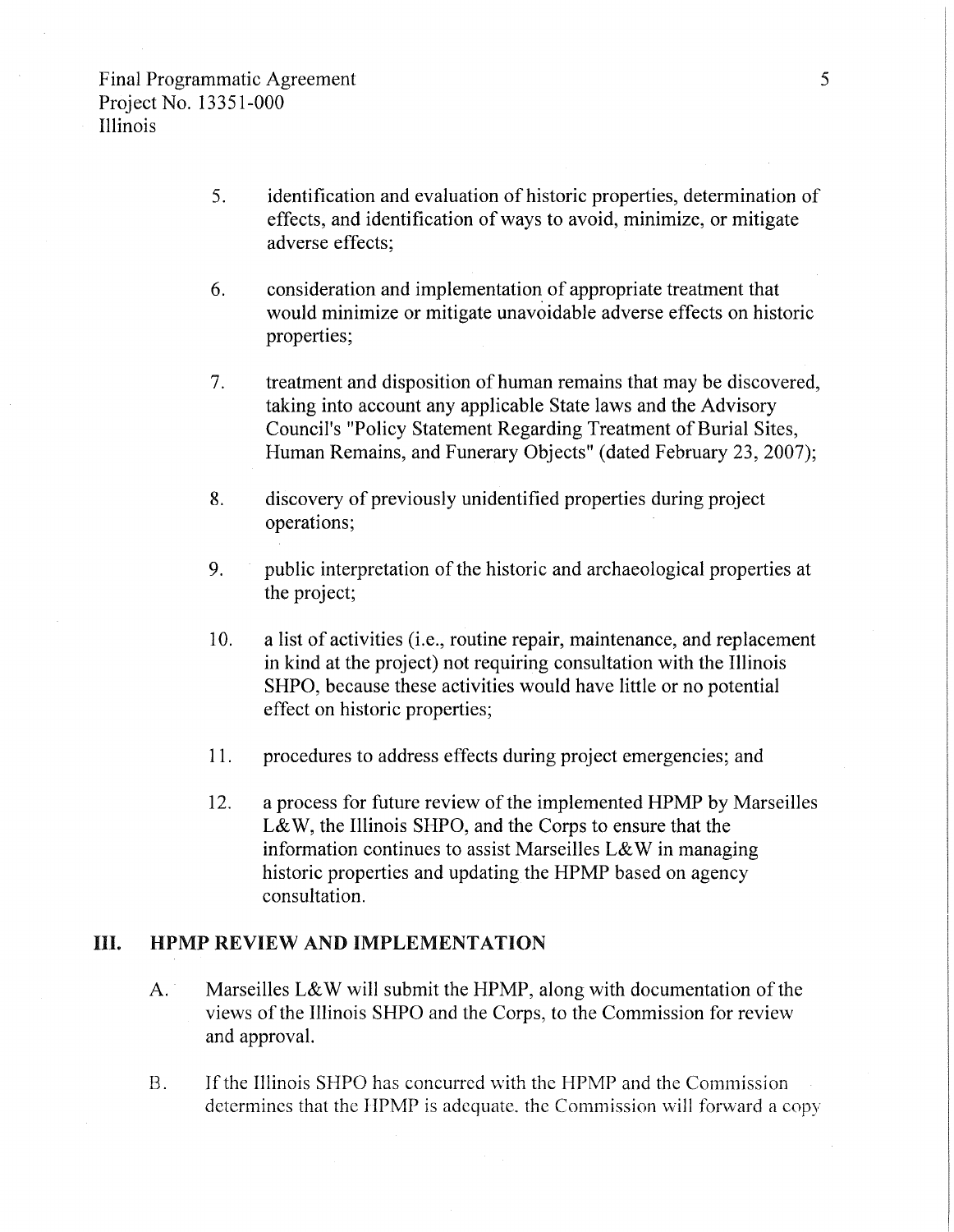5. identification and evaluation of historic properties, determination of effects, and identification of ways to avoid, minimize, or mitigate adverse effects;

6. consideration and implementation of appropriate treatment that would minimize or mitigate unavoidable adverse effects on historic properties;

7. treatment and disposition of human remains that may be discovered, taking into account any applicable State laws and the Advisory Council's "Policy Statement Regarding Treatment of Burial Sites, Human Remains, and Funerary Objects" (dated February 23, 2007);

8. discovery of previously unidentified properties during project operations;

9. public interpretation of the historic and archaeological properties at the project;

10. a list of activities (i.e., routine repair, maintenance, and replacement in kind at the project) not requiring consultation with the Illinois SHPO, because these activities would have little or no potential effect on historic properties;

11. procedures to address effects during project emergencies; and

12. a process for future review of the implemented HPMP by Marseilles L&W, the Illinois SHPO, and the Corps to ensure that the information continues to assist Marseilles L&W in managing historic properties and updating the HPMP based on agency consultation.

## III. HPMP REVIEW AND IMPLEMENTATION

A. Marseilles L&W will submit the HPMP, along with documentation of the views of the Illinois SHPO and the Corps, to the Commission for review and approval.

B. If the Illinois SHPO has concurred with the HPMP and the Commission determines that the HPMP is adequate, the Commission will forward a copy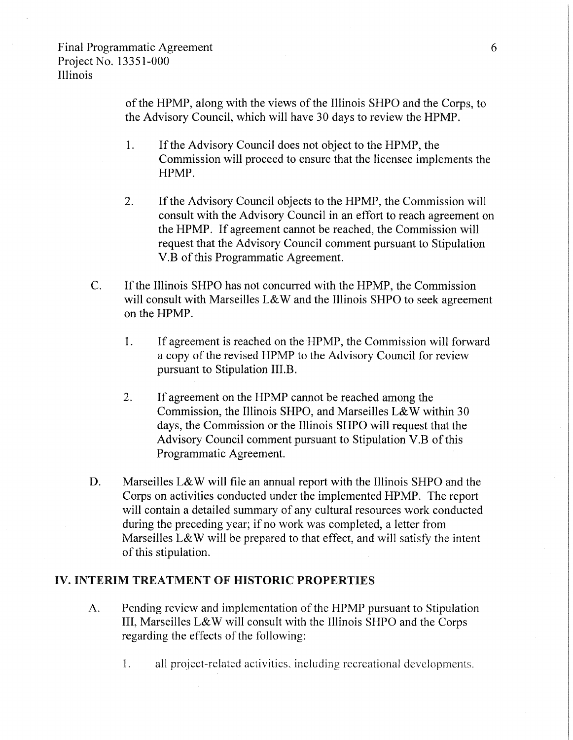of the HPMP, along with the views of the Illinois SHPO and the Corps, to the Advisory Council, which will have 30 days to review the HPMP.

1. If the Advisory Council does not object to the HPMP, the Commission will proceed to ensure that the licensee implements the HPMP.

2. If the Advisory Council objects to the HPMP, the Commission will consult with the Advisory Council in an effort to reach agreement on the HPMP. If agreement cannot be reached, the Commission will request that the Advisory Council comment pursuant to Stipulation V.B of this Programmatic Agreement.

C. If the Illinois SHPO has not concurred with the HPMP, the Commission will consult with Marseilles L&W and the Illinois SHPO to seek agreement on the HPMP.

1. If agreement is reached on the HPMP, the Commission will forward a copy of the revised HPMP to the Advisory Council for review pursuant to Stipulation III.B.

2. If agreement on the HPMP cannot be reached among the Commission, the Illinois SHPO, and Marseilles L&W within 30 days, the Commission or the Illinois SHPO will request that the Advisory Council comment pursuant to Stipulation V.B of this Programmatic Agreement.

D. Marseilles L&W will file an annual report with the Illinois SHPO and the Corps on activities conducted under the implemented HPMP. The report will contain a detailed summary of any cultural resources work conducted during the preceding year; if no work was completed, a letter from Marseilles L&W will be prepared to that effect, and will satisfy the intent of this stipulation.

## IV. INTERIM TREATMENT OF HISTORIC PROPERTIES

A. Pending review and implementation of the HPMP pursuant to Stipulation III, Marseilles L&W will consult with the Illinois SHPO and the Corps regarding the effects of the following:

1. all project-related activities, including recreational developments.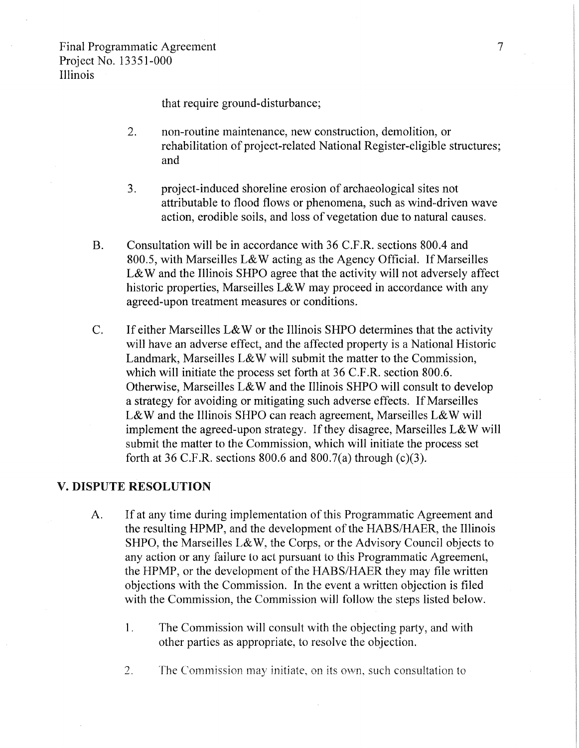that require ground-disturbance;

2. non-routine maintenance, new construction, demolition, or rehabilitation of project-related National Register-eligible structures; and

3. project-induced shoreline erosion of archaeological sites not attributable to flood flows or phenomena, such as wind-driven wave action, erodible soils, and loss of vegetation due to natural causes.

B. Consultation will be in accordance with 36 C.F.R. sections 800.4 and 800.5, with Marseilles L&W acting as the Agency Official. If Marseilles L&W and the Illinois SHPO agree that the activity will not adversely affect historic properties, Marseilles L&W may proceed in accordance with any agreed-upon treatment measures or conditions.

C. If either Marseilles L&W or the Illinois SHPO determines that the activity will have an adverse effect, and the affected property is a National Historic Landmark, Marseilles L&W will submit the matter to the Commission, which will initiate the process set forth at 36 C.F.R. section 800.6. Otherwise, Marseilles L&W and the Illinois SHPO will consult to develop a strategy for avoiding or mitigating such adverse effects. If Marseilles L&W and the Illinois SHPO can reach agreement, Marseilles L&W will implement the agreed-upon strategy. If they disagree, Marseilles L&W will submit the matter to the Commission, which will initiate the process set forth at 36 C.F.R. sections 800.6 and 800.7(a) through (c)(3).

## V. DISPUTE RESOLUTION

A. If at any time during implementation of this Programmatic Agreement and the resulting HPMP, and the development of the HABS/HAER, the Illinois SHPO, the Marseilles L&W, the Corps, or the Advisory Council objects to any action or any failure to act pursuant to this Programmatic Agreement, the HPMP, or the development of the HABS/HAER they may file written objections with the Commission. In the event a written objection is filed with the Commission, the Commission will follow the steps listed below.

1. The Commission will consult with the objecting party, and with other parties as appropriate, to resolve the objection.

2. The Commission may initiate, on its own, such consultation to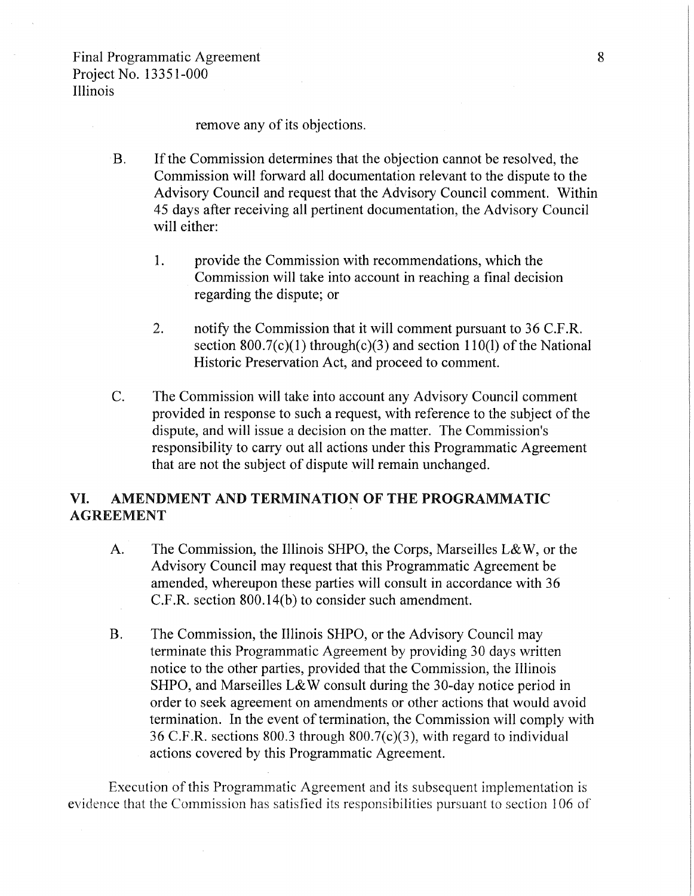remove any of its objections.

B. If the Commission determines that the objection cannot be resolved, the Commission will forward all documentation relevant to the dispute to the Advisory Council and request that the Advisory Council comment. Within 45 days after receiving all pertinent documentation, the Advisory Council will either:

1. provide the Commission with recommendations, which the Commission will take into account in reaching a final decision regarding the dispute; or

2. notify the Commission that it will comment pursuant to 36 C.F.R. section 800.7(c)(1) through(c)(3) and section 110(l) of the National Historic Preservation Act, and proceed to comment.

C. The Commission will take into account any Advisory Council comment provided in response to such a request, with reference to the subject of the dispute, and will issue a decision on the matter. The Commission's responsibility to carry out all actions under this Programmatic Agreement that are not the subject of dispute will remain unchanged.

## VI. AMENDMENT AND TERMINATION OF THE PROGRAMMATIC AGREEMENT

A. The Commission, the Illinois SHPO, the Corps, Marseilles L&W, or the Advisory Council may request that this Programmatic Agreement be amended, whereupon these parties will consult in accordance with 36 C.F.R. section 800.14(b) to consider such amendment.

B. The Commission, the Illinois SHPO, or the Advisory Council may terminate this Programmatic Agreement by providing 30 days written notice to the other parties, provided that the Commission, the Illinois SHPO, and Marseilles L&W consult during the 30-day notice period in order to seek agreement on amendments or other actions that would avoid termination. In the event of termination, the Commission will comply with 36 C.F.R. sections 800.3 through 800.7(c)(3), with regard to individual actions covered by this Programmatic Agreement.

Execution of this Programmatic Agreement and its subsequent implementation is evidence that the Commission has satisfied its responsibilities pursuant to section 106 of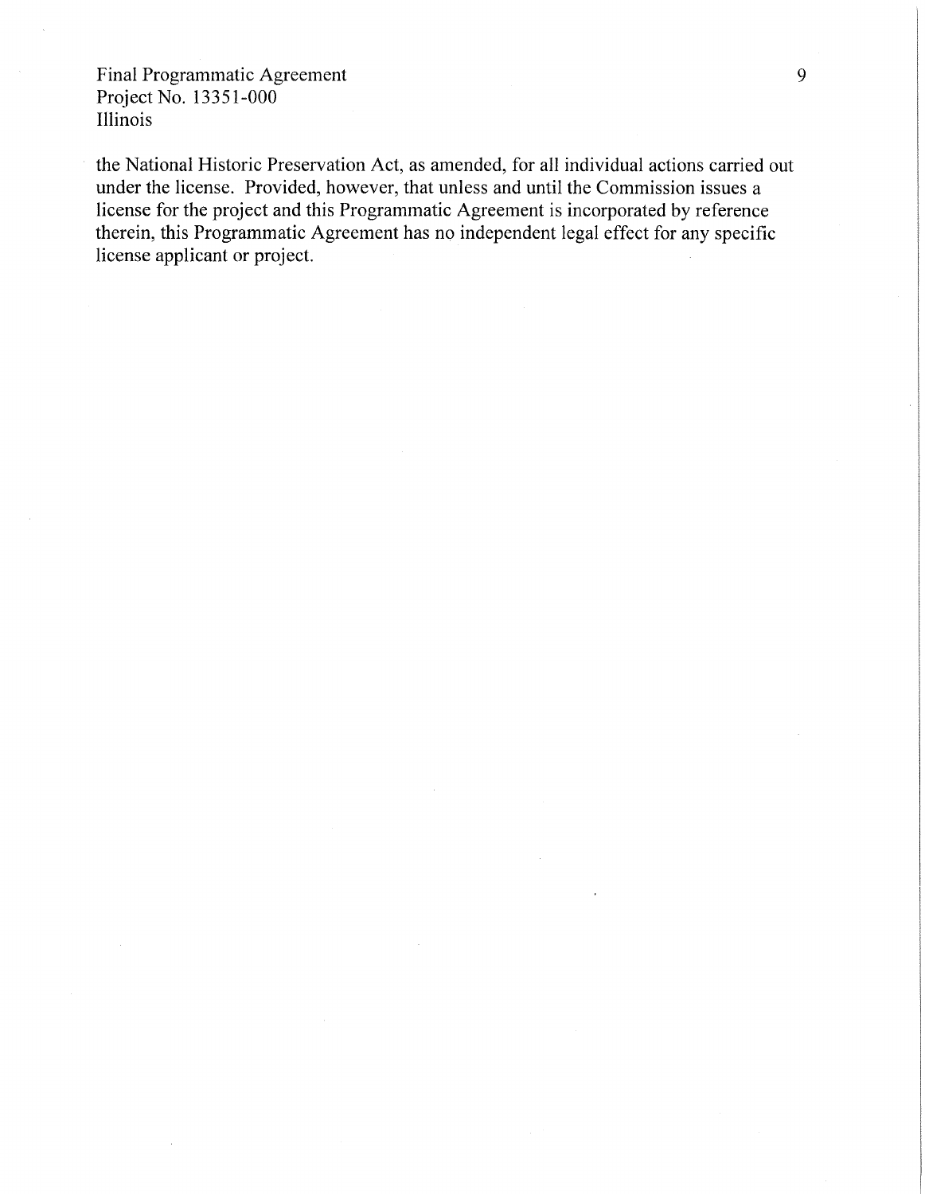the National Historic Preservation Act, as amended, for all individual actions carried out under the license. Provided, however, that unless and until the Commission issues a license for the project and this Programmatic Agreement is incorporated by reference therein, this Programmatic Agreement has no independent legal effect for any specific license applicant or project.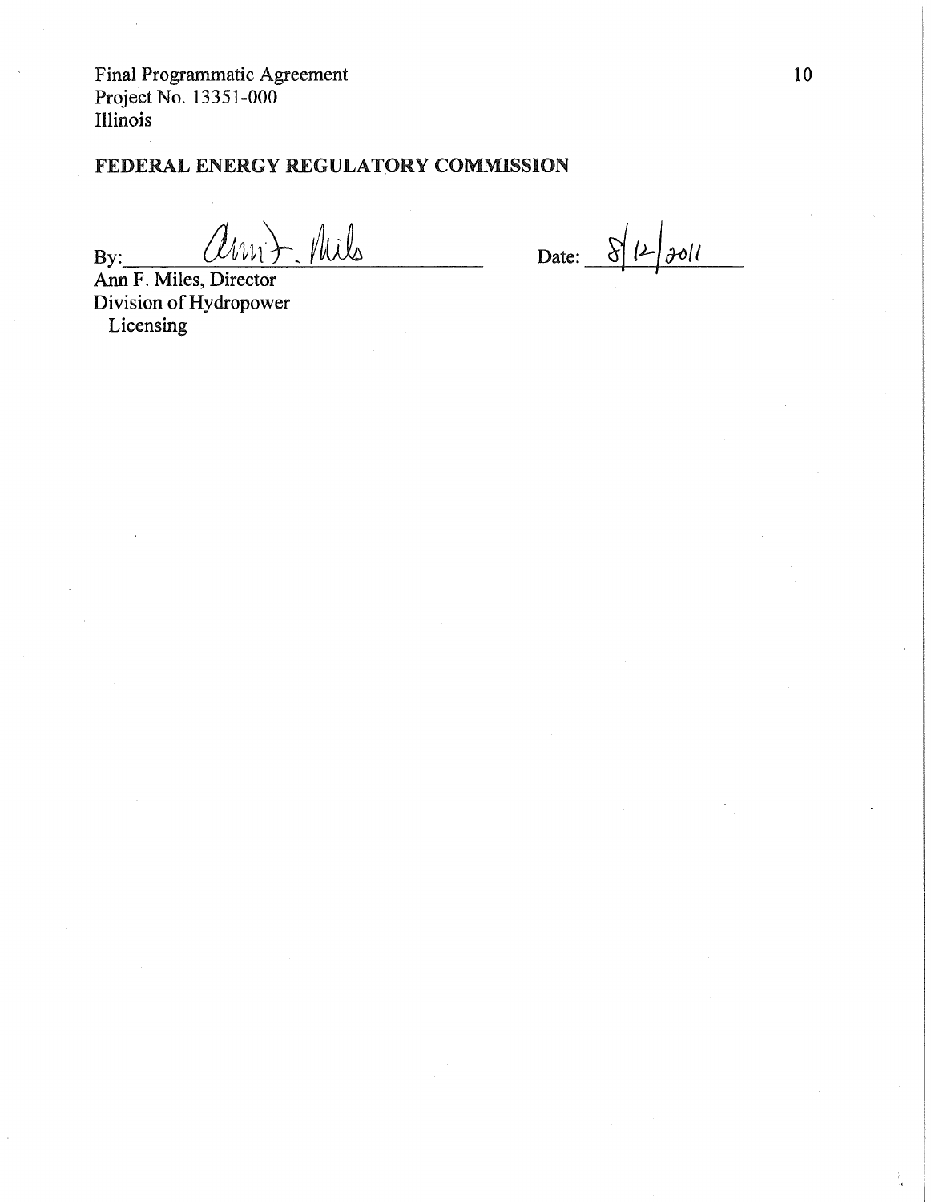Final Programmatic Agreement
Project No. 13351-000
Illinois

**FEDERAL ENERGY REGULATORY COMMISSION**

By: Ann F. Miles

Date: 8/12/2011

Ann F. Miles, Director
Division of Hydropower Licensing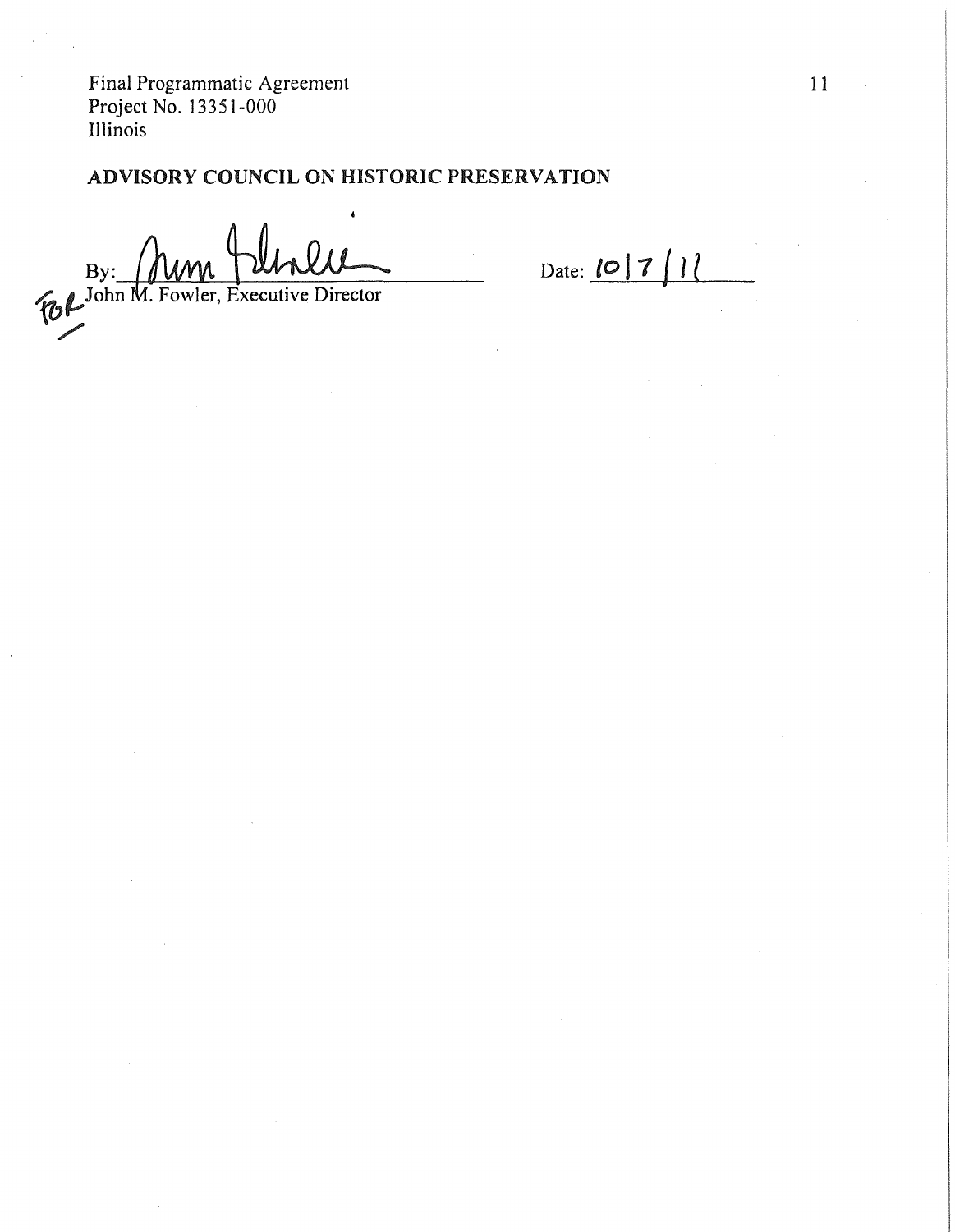Final Programmatic Agreement
Project No. 13351-000
Illinois

**ADVISORY COUNCIL ON HISTORIC PRESERVATION**

By: ____________________ Date: 10/7/11
FOR John M. Fowler, Executive Director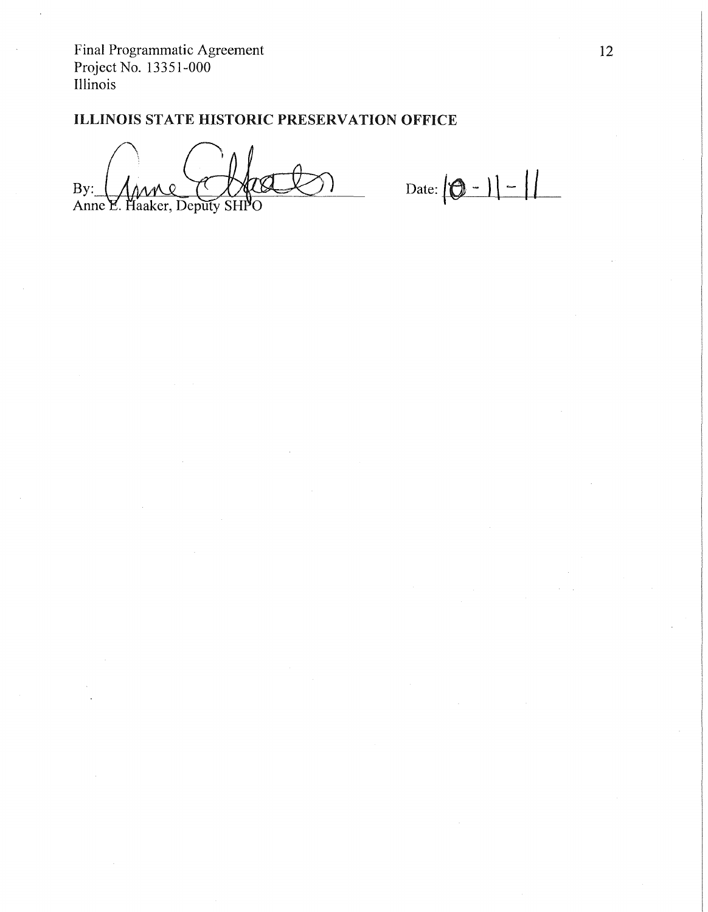Final Programmatic Agreement
Project No. 13351-000
Illinois

**ILLINOIS STATE HISTORIC PRESERVATION OFFICE**

By: ______________________
Anne E. Haaker, Deputy SHPO

Date: 10-11-11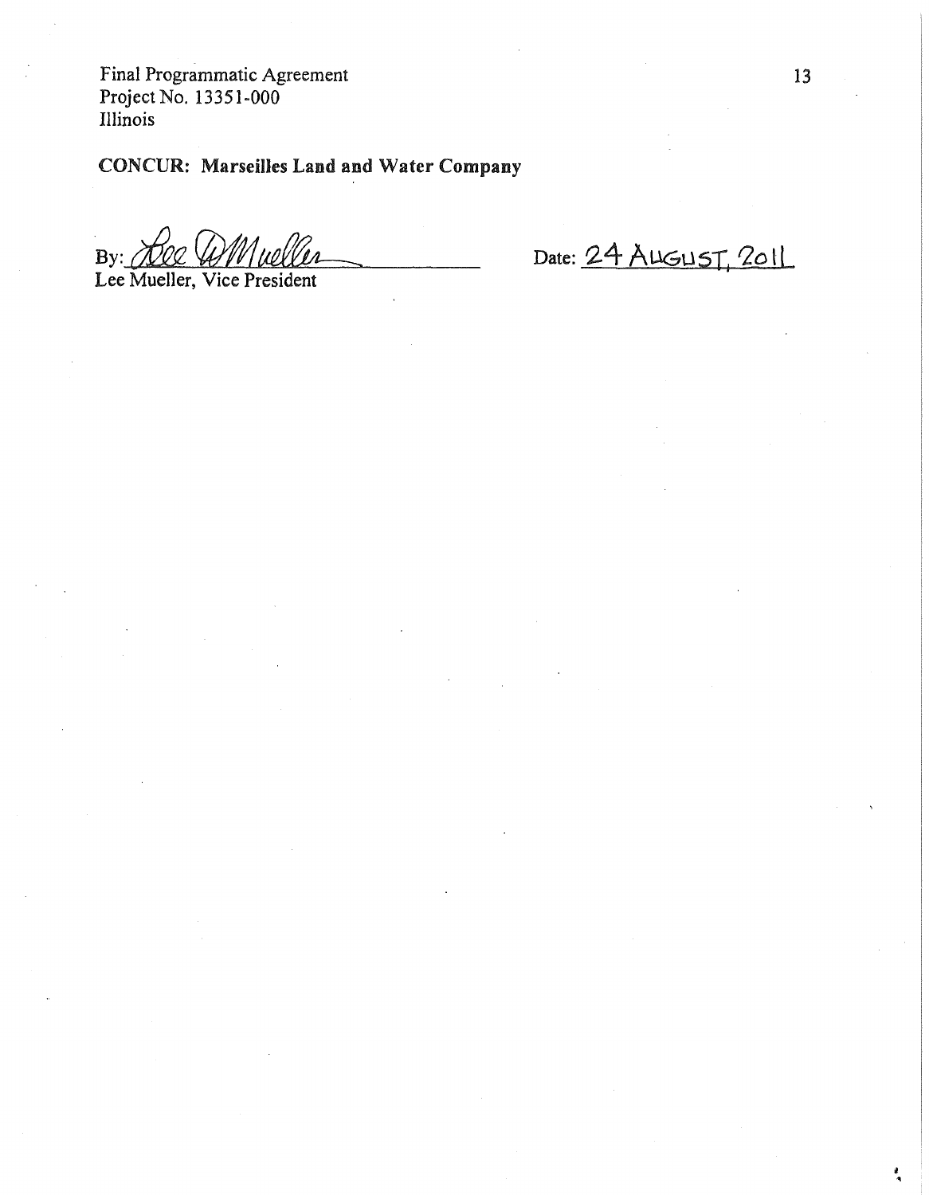**CONCUR: Marseilles Land and Water Company**

By: ________________________  
Lee Mueller, Vice President

Date: 24 AUGUST, 2011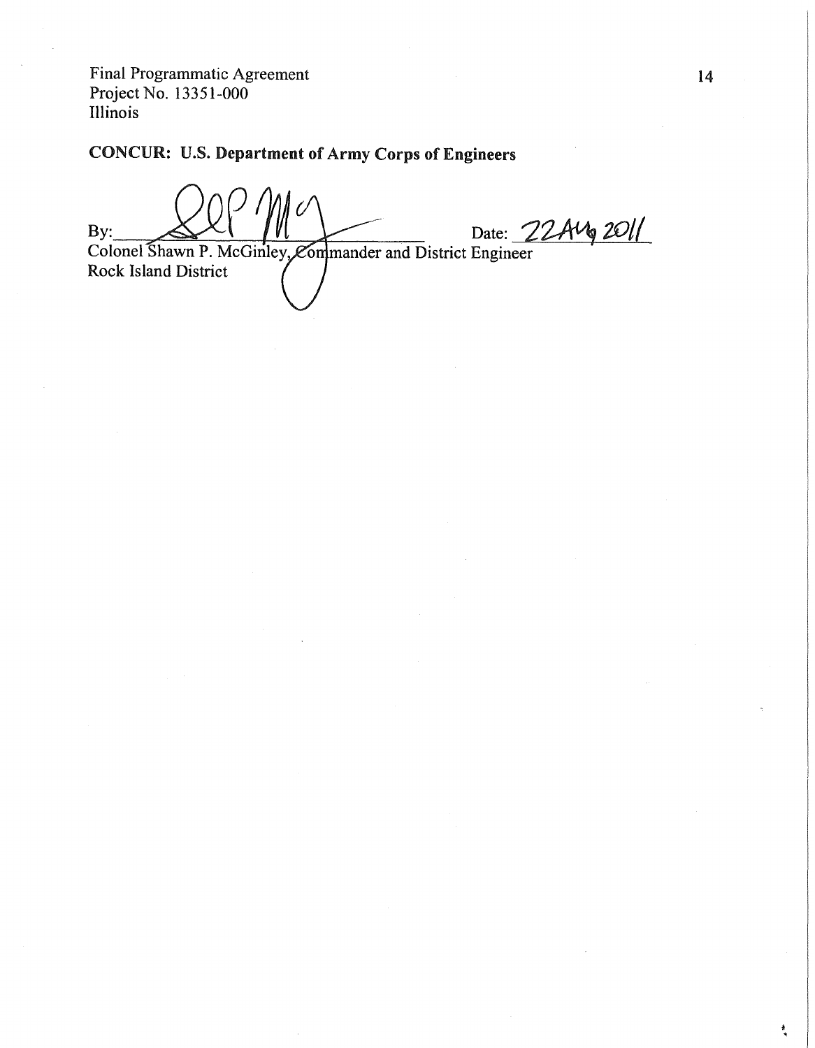**CONCUR: U.S. Department of Army Corps of Engineers**

By: ______________________ Date: 22 Aug 2011

Colonel Shawn P. McGinley, Commander and District Engineer
Rock Island District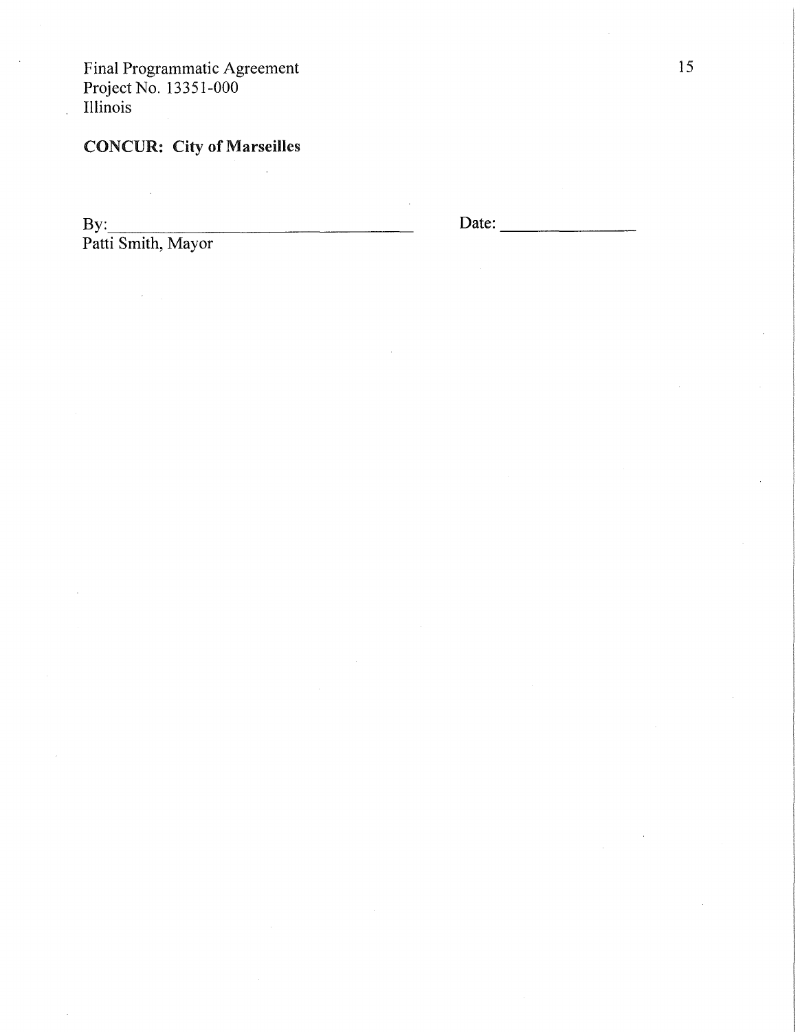Final Programmatic Agreement
Project No. 13351-000
Illinois

**CONCUR: City of Marseilles**

By:\_\_\_\_\_\_\_\_\_\_\_\_\_\_\_\_\_\_\_\_\_\_\_\_\_\_\_\_\_\_\_\_\_\_ Date: \_\_\_\_\_\_\_\_\_\_\_\_\_\_\_
Patti Smith, Mayor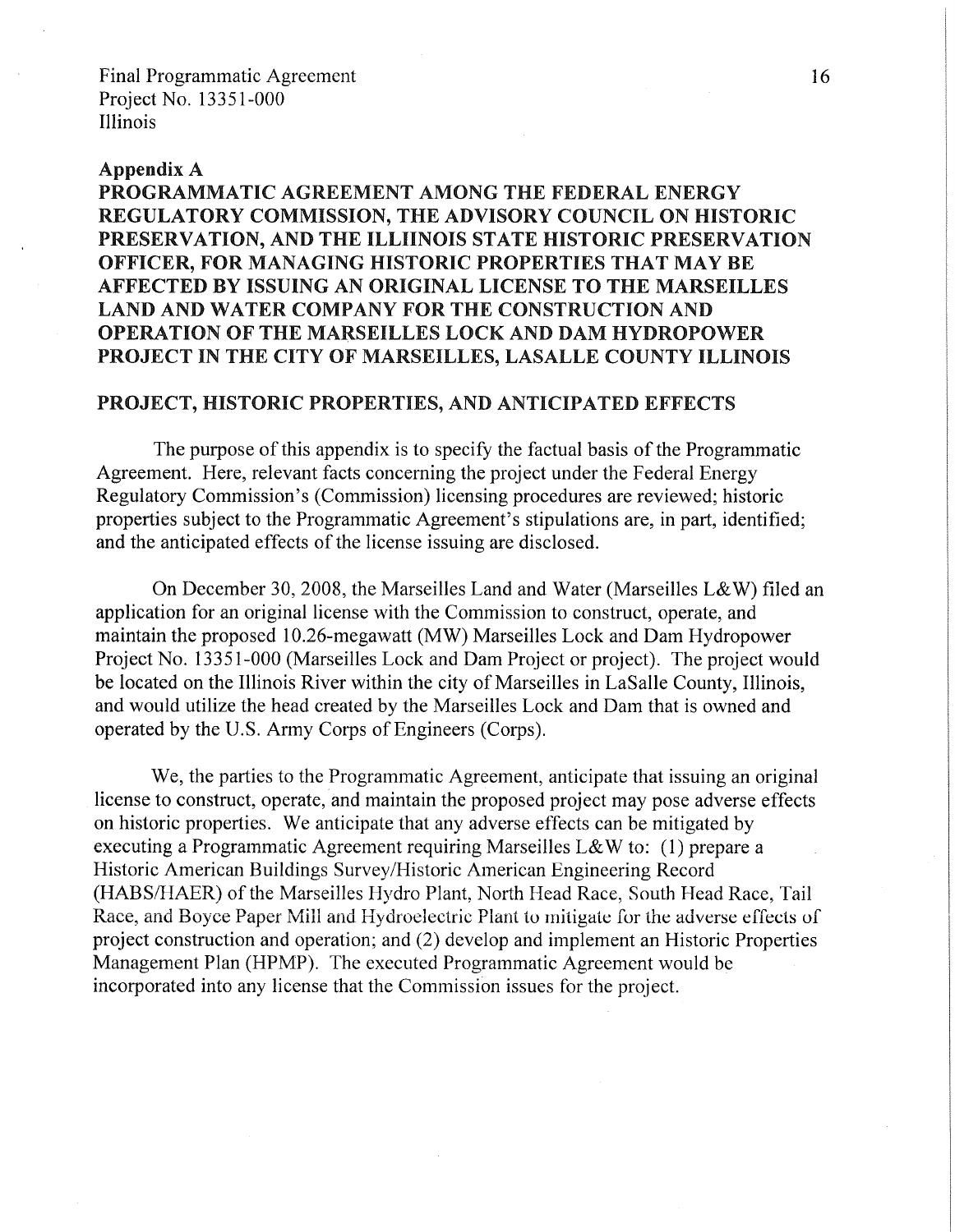## Appendix A

## PROGRAMMATIC AGREEMENT AMONG THE FEDERAL ENERGY REGULATORY COMMISSION, THE ADVISORY COUNCIL ON HISTORIC PRESERVATION, AND THE ILLIINOIS STATE HISTORIC PRESERVATION OFFICER, FOR MANAGING HISTORIC PROPERTIES THAT MAY BE AFFECTED BY ISSUING AN ORIGINAL LICENSE TO THE MARSEILLES LAND AND WATER COMPANY FOR THE CONSTRUCTION AND OPERATION OF THE MARSEILLES LOCK AND DAM HYDROPOWER PROJECT IN THE CITY OF MARSEILLES, LASALLE COUNTY ILLINOIS

## PROJECT, HISTORIC PROPERTIES, AND ANTICIPATED EFFECTS

The purpose of this appendix is to specify the factual basis of the Programmatic Agreement. Here, relevant facts concerning the project under the Federal Energy Regulatory Commission's (Commission) licensing procedures are reviewed; historic properties subject to the Programmatic Agreement's stipulations are, in part, identified; and the anticipated effects of the license issuing are disclosed.

On December 30, 2008, the Marseilles Land and Water (Marseilles L&W) filed an application for an original license with the Commission to construct, operate, and maintain the proposed 10.26-megawatt (MW) Marseilles Lock and Dam Hydropower Project No. 13351-000 (Marseilles Lock and Dam Project or project). The project would be located on the Illinois River within the city of Marseilles in LaSalle County, Illinois, and would utilize the head created by the Marseilles Lock and Dam that is owned and operated by the U.S. Army Corps of Engineers (Corps).

We, the parties to the Programmatic Agreement, anticipate that issuing an original license to construct, operate, and maintain the proposed project may pose adverse effects on historic properties. We anticipate that any adverse effects can be mitigated by executing a Programmatic Agreement requiring Marseilles L&W to: (1) prepare a Historic American Buildings Survey/Historic American Engineering Record (HABS/HAER) of the Marseilles Hydro Plant, North Head Race, South Head Race, Tail Race, and Boyce Paper Mill and Hydroelectric Plant to mitigate for the adverse effects of project construction and operation; and (2) develop and implement an Historic Properties Management Plan (HPMP). The executed Programmatic Agreement would be incorporated into any license that the Commission issues for the project.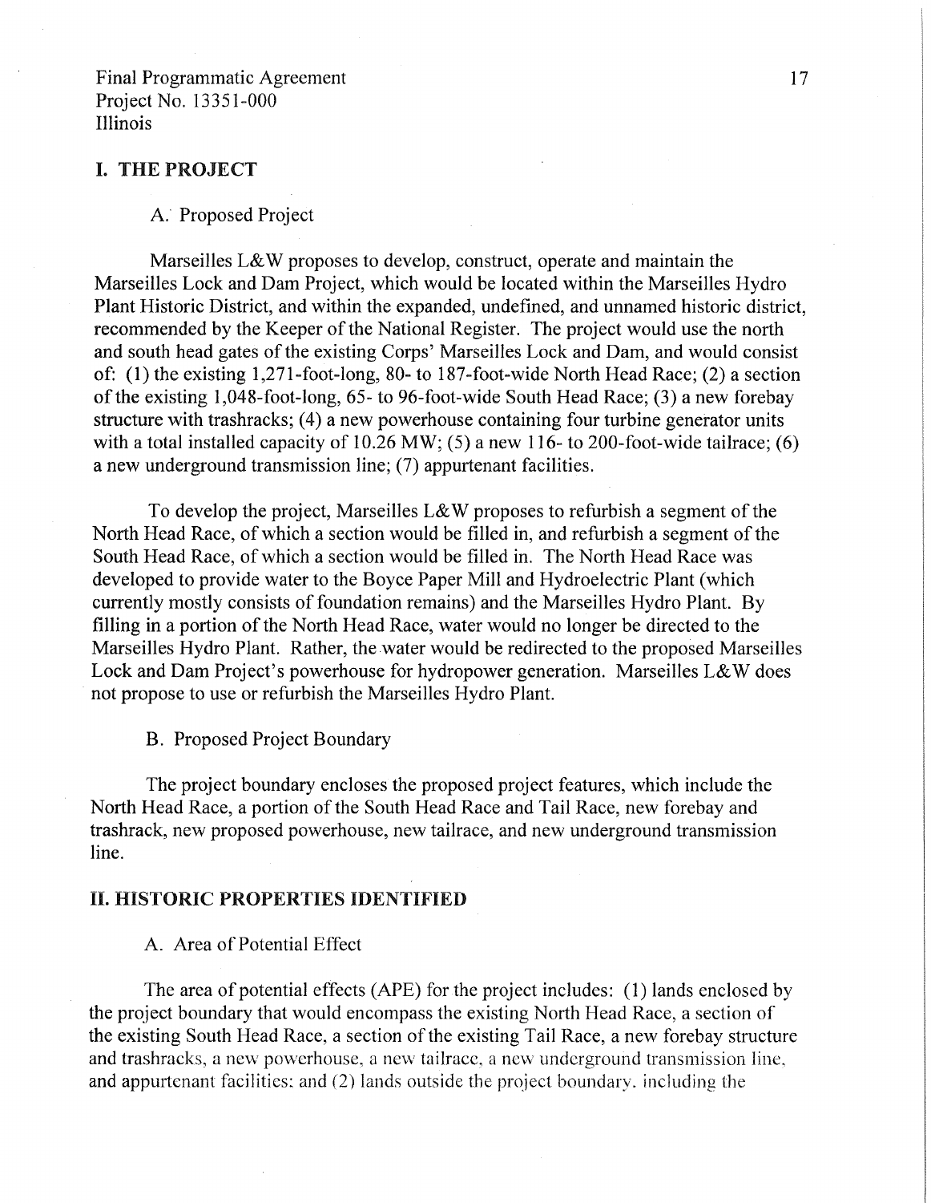## I. THE PROJECT

### A. Proposed Project

Marseilles L&W proposes to develop, construct, operate and maintain the Marseilles Lock and Dam Project, which would be located within the Marseilles Hydro Plant Historic District, and within the expanded, undefined, and unnamed historic district, recommended by the Keeper of the National Register. The project would use the north and south head gates of the existing Corps' Marseilles Lock and Dam, and would consist of: (1) the existing 1,271-foot-long, 80- to 187-foot-wide North Head Race; (2) a section of the existing 1,048-foot-long, 65- to 96-foot-wide South Head Race; (3) a new forebay structure with trashracks; (4) a new powerhouse containing four turbine generator units with a total installed capacity of 10.26 MW; (5) a new 116- to 200-foot-wide tailrace; (6) a new underground transmission line; (7) appurtenant facilities.

To develop the project, Marseilles L&W proposes to refurbish a segment of the North Head Race, of which a section would be filled in, and refurbish a segment of the South Head Race, of which a section would be filled in. The North Head Race was developed to provide water to the Boyce Paper Mill and Hydroelectric Plant (which currently mostly consists of foundation remains) and the Marseilles Hydro Plant. By filling in a portion of the North Head Race, water would no longer be directed to the Marseilles Hydro Plant. Rather, the water would be redirected to the proposed Marseilles Lock and Dam Project's powerhouse for hydropower generation. Marseilles L&W does not propose to use or refurbish the Marseilles Hydro Plant.

### B. Proposed Project Boundary

The project boundary encloses the proposed project features, which include the North Head Race, a portion of the South Head Race and Tail Race, new forebay and trashrack, new proposed powerhouse, new tailrace, and new underground transmission line.

## II. HISTORIC PROPERTIES IDENTIFIED

### A. Area of Potential Effect

The area of potential effects (APE) for the project includes: (1) lands enclosed by the project boundary that would encompass the existing North Head Race, a section of the existing South Head Race, a section of the existing Tail Race, a new forebay structure and trashracks, a new powerhouse, a new tailrace, a new underground transmission line, and appurtenant facilities: and (2) lands outside the project boundary, including the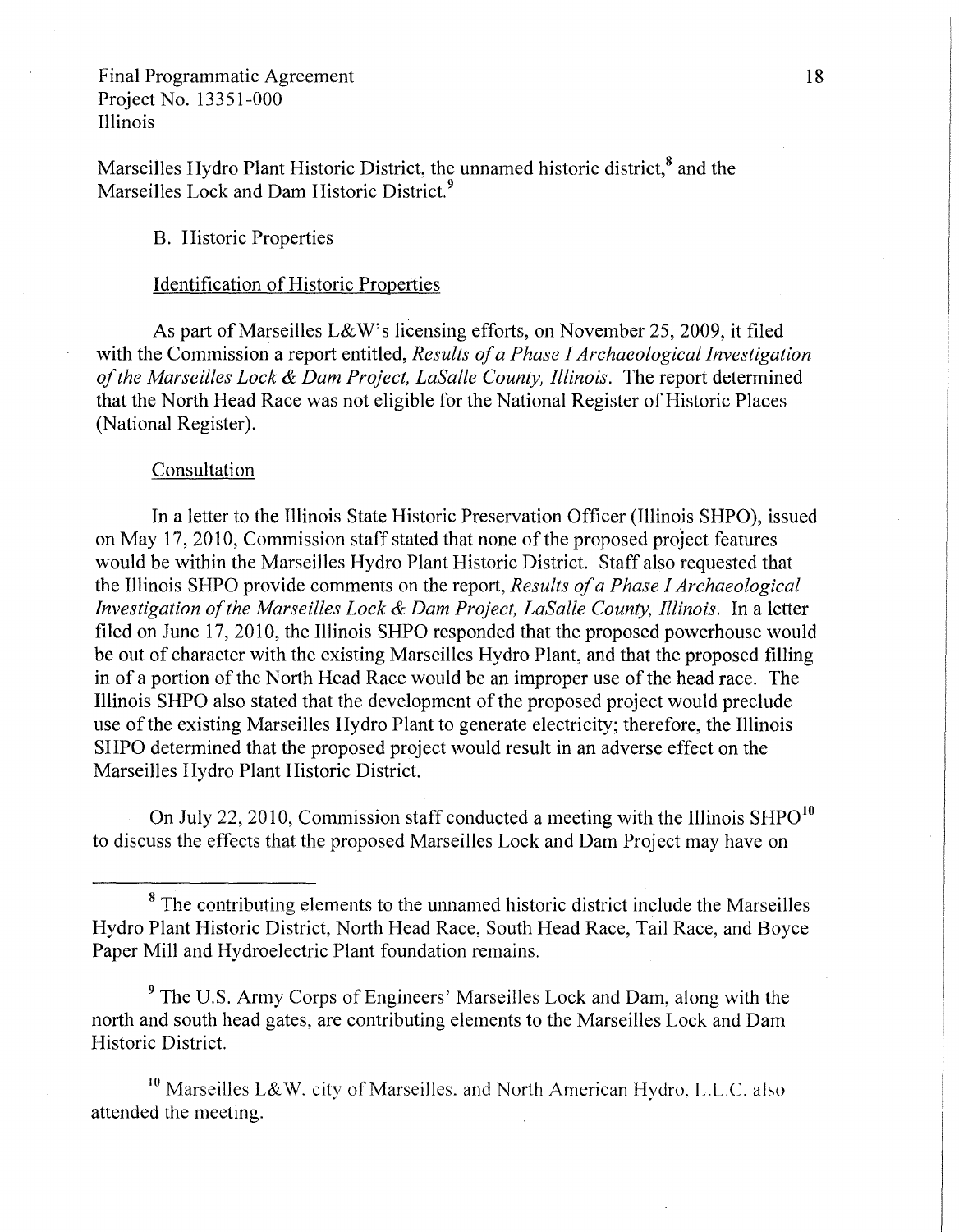Marseilles Hydro Plant Historic District, the unnamed historic district,[8] and the Marseilles Lock and Dam Historic District.[9]

B. Historic Properties

Identification of Historic Properties

As part of Marseilles L&W's licensing efforts, on November 25, 2009, it filed with the Commission a report entitled, *Results of a Phase I Archaeological Investigation of the Marseilles Lock & Dam Project, LaSalle County, Illinois*. The report determined that the North Head Race was not eligible for the National Register of Historic Places (National Register).

Consultation

In a letter to the Illinois State Historic Preservation Officer (Illinois SHPO), issued on May 17, 2010, Commission staff stated that none of the proposed project features would be within the Marseilles Hydro Plant Historic District. Staff also requested that the Illinois SHPO provide comments on the report, *Results of a Phase I Archaeological Investigation of the Marseilles Lock & Dam Project, LaSalle County, Illinois*. In a letter filed on June 17, 2010, the Illinois SHPO responded that the proposed powerhouse would be out of character with the existing Marseilles Hydro Plant, and that the proposed filling in of a portion of the North Head Race would be an improper use of the head race. The Illinois SHPO also stated that the development of the proposed project would preclude use of the existing Marseilles Hydro Plant to generate electricity; therefore, the Illinois SHPO determined that the proposed project would result in an adverse effect on the Marseilles Hydro Plant Historic District.

On July 22, 2010, Commission staff conducted a meeting with the Illinois SHPO[10] to discuss the effects that the proposed Marseilles Lock and Dam Project may have on

---

[8] The contributing elements to the unnamed historic district include the Marseilles Hydro Plant Historic District, North Head Race, South Head Race, Tail Race, and Boyce Paper Mill and Hydroelectric Plant foundation remains.

[9] The U.S. Army Corps of Engineers' Marseilles Lock and Dam, along with the north and south head gates, are contributing elements to the Marseilles Lock and Dam Historic District.

[10] Marseilles L&W, city of Marseilles, and North American Hydro, L.L.C. also attended the meeting.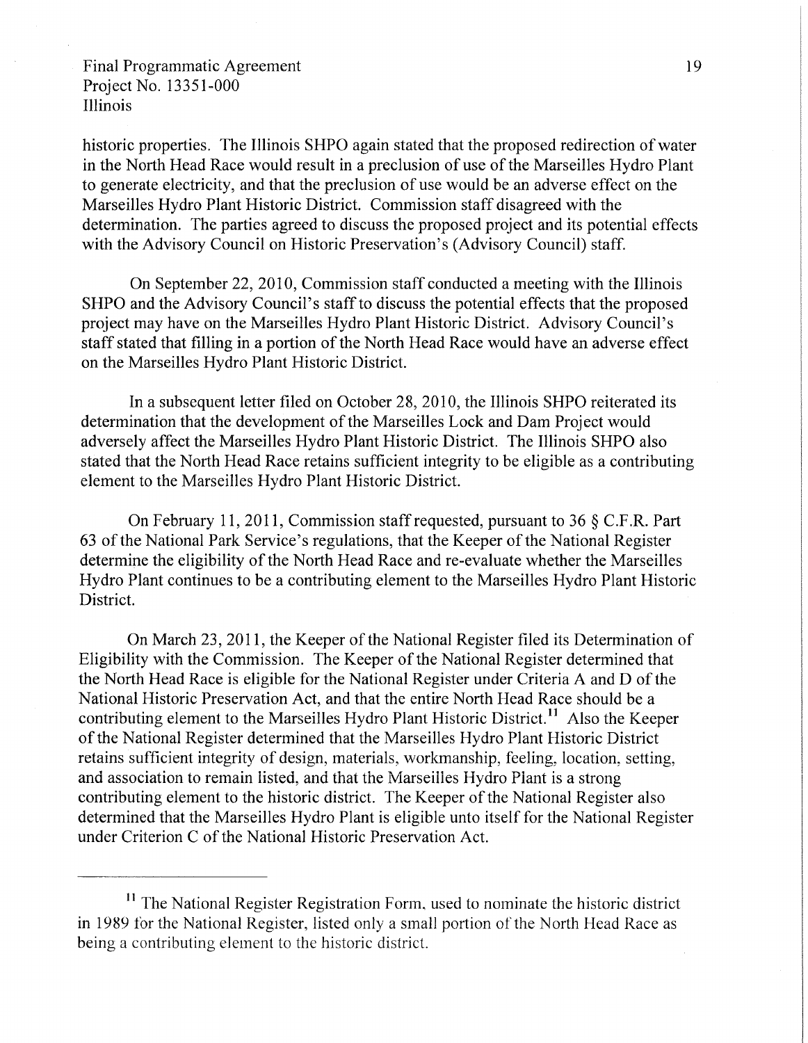historic properties. The Illinois SHPO again stated that the proposed redirection of water in the North Head Race would result in a preclusion of use of the Marseilles Hydro Plant to generate electricity, and that the preclusion of use would be an adverse effect on the Marseilles Hydro Plant Historic District. Commission staff disagreed with the determination. The parties agreed to discuss the proposed project and its potential effects with the Advisory Council on Historic Preservation's (Advisory Council) staff.

On September 22, 2010, Commission staff conducted a meeting with the Illinois SHPO and the Advisory Council's staff to discuss the potential effects that the proposed project may have on the Marseilles Hydro Plant Historic District. Advisory Council's staff stated that filling in a portion of the North Head Race would have an adverse effect on the Marseilles Hydro Plant Historic District.

In a subsequent letter filed on October 28, 2010, the Illinois SHPO reiterated its determination that the development of the Marseilles Lock and Dam Project would adversely affect the Marseilles Hydro Plant Historic District. The Illinois SHPO also stated that the North Head Race retains sufficient integrity to be eligible as a contributing element to the Marseilles Hydro Plant Historic District.

On February 11, 2011, Commission staff requested, pursuant to 36 § C.F.R. Part 63 of the National Park Service's regulations, that the Keeper of the National Register determine the eligibility of the North Head Race and re-evaluate whether the Marseilles Hydro Plant continues to be a contributing element to the Marseilles Hydro Plant Historic District.

On March 23, 2011, the Keeper of the National Register filed its Determination of Eligibility with the Commission. The Keeper of the National Register determined that the North Head Race is eligible for the National Register under Criteria A and D of the National Historic Preservation Act, and that the entire North Head Race should be a contributing element to the Marseilles Hydro Plant Historic District.[11] Also the Keeper of the National Register determined that the Marseilles Hydro Plant Historic District retains sufficient integrity of design, materials, workmanship, feeling, location, setting, and association to remain listed, and that the Marseilles Hydro Plant is a strong contributing element to the historic district. The Keeper of the National Register also determined that the Marseilles Hydro Plant is eligible unto itself for the National Register under Criterion C of the National Historic Preservation Act.

---

[11] The National Register Registration Form, used to nominate the historic district in 1989 for the National Register, listed only a small portion of the North Head Race as being a contributing element to the historic district.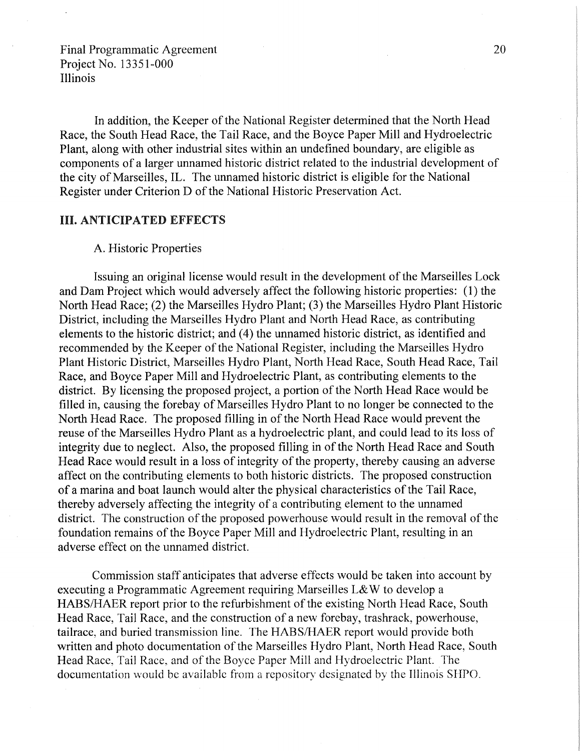In addition, the Keeper of the National Register determined that the North Head Race, the South Head Race, the Tail Race, and the Boyce Paper Mill and Hydroelectric Plant, along with other industrial sites within an undefined boundary, are eligible as components of a larger unnamed historic district related to the industrial development of the city of Marseilles, IL. The unnamed historic district is eligible for the National Register under Criterion D of the National Historic Preservation Act.

## III. ANTICIPATED EFFECTS

### A. Historic Properties

Issuing an original license would result in the development of the Marseilles Lock and Dam Project which would adversely affect the following historic properties: (1) the North Head Race; (2) the Marseilles Hydro Plant; (3) the Marseilles Hydro Plant Historic District, including the Marseilles Hydro Plant and North Head Race, as contributing elements to the historic district; and (4) the unnamed historic district, as identified and recommended by the Keeper of the National Register, including the Marseilles Hydro Plant Historic District, Marseilles Hydro Plant, North Head Race, South Head Race, Tail Race, and Boyce Paper Mill and Hydroelectric Plant, as contributing elements to the district. By licensing the proposed project, a portion of the North Head Race would be filled in, causing the forebay of Marseilles Hydro Plant to no longer be connected to the North Head Race. The proposed filling in of the North Head Race would prevent the reuse of the Marseilles Hydro Plant as a hydroelectric plant, and could lead to its loss of integrity due to neglect. Also, the proposed filling in of the North Head Race and South Head Race would result in a loss of integrity of the property, thereby causing an adverse affect on the contributing elements to both historic districts. The proposed construction of a marina and boat launch would alter the physical characteristics of the Tail Race, thereby adversely affecting the integrity of a contributing element to the unnamed district. The construction of the proposed powerhouse would result in the removal of the foundation remains of the Boyce Paper Mill and Hydroelectric Plant, resulting in an adverse effect on the unnamed district.

Commission staff anticipates that adverse effects would be taken into account by executing a Programmatic Agreement requiring Marseilles L&W to develop a HABS/HAER report prior to the refurbishment of the existing North Head Race, South Head Race, Tail Race, and the construction of a new forebay, trashrack, powerhouse, tailrace, and buried transmission line. The HABS/HAER report would provide both written and photo documentation of the Marseilles Hydro Plant, North Head Race, South Head Race, Tail Race, and of the Boyce Paper Mill and Hydroelectric Plant. The documentation would be available from a repository designated by the Illinois SHPO.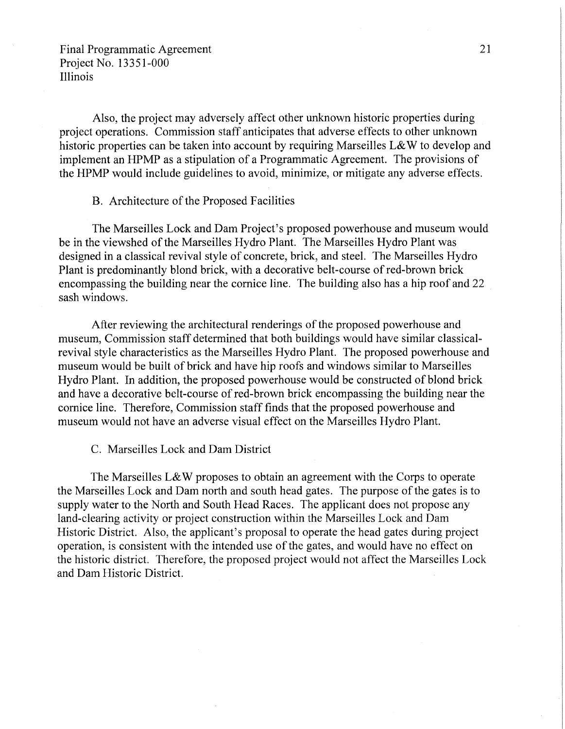Also, the project may adversely affect other unknown historic properties during project operations. Commission staff anticipates that adverse effects to other unknown historic properties can be taken into account by requiring Marseilles L&W to develop and implement an HPMP as a stipulation of a Programmatic Agreement. The provisions of the HPMP would include guidelines to avoid, minimize, or mitigate any adverse effects.

B. Architecture of the Proposed Facilities

The Marseilles Lock and Dam Project's proposed powerhouse and museum would be in the viewshed of the Marseilles Hydro Plant. The Marseilles Hydro Plant was designed in a classical revival style of concrete, brick, and steel. The Marseilles Hydro Plant is predominantly blond brick, with a decorative belt-course of red-brown brick encompassing the building near the cornice line. The building also has a hip roof and 22 sash windows.

After reviewing the architectural renderings of the proposed powerhouse and museum, Commission staff determined that both buildings would have similar classical-revival style characteristics as the Marseilles Hydro Plant. The proposed powerhouse and museum would be built of brick and have hip roofs and windows similar to Marseilles Hydro Plant. In addition, the proposed powerhouse would be constructed of blond brick and have a decorative belt-course of red-brown brick encompassing the building near the cornice line. Therefore, Commission staff finds that the proposed powerhouse and museum would not have an adverse visual effect on the Marseilles Hydro Plant.

C. Marseilles Lock and Dam District

The Marseilles L&W proposes to obtain an agreement with the Corps to operate the Marseilles Lock and Dam north and south head gates. The purpose of the gates is to supply water to the North and South Head Races. The applicant does not propose any land-clearing activity or project construction within the Marseilles Lock and Dam Historic District. Also, the applicant's proposal to operate the head gates during project operation, is consistent with the intended use of the gates, and would have no effect on the historic district. Therefore, the proposed project would not affect the Marseilles Lock and Dam Historic District.